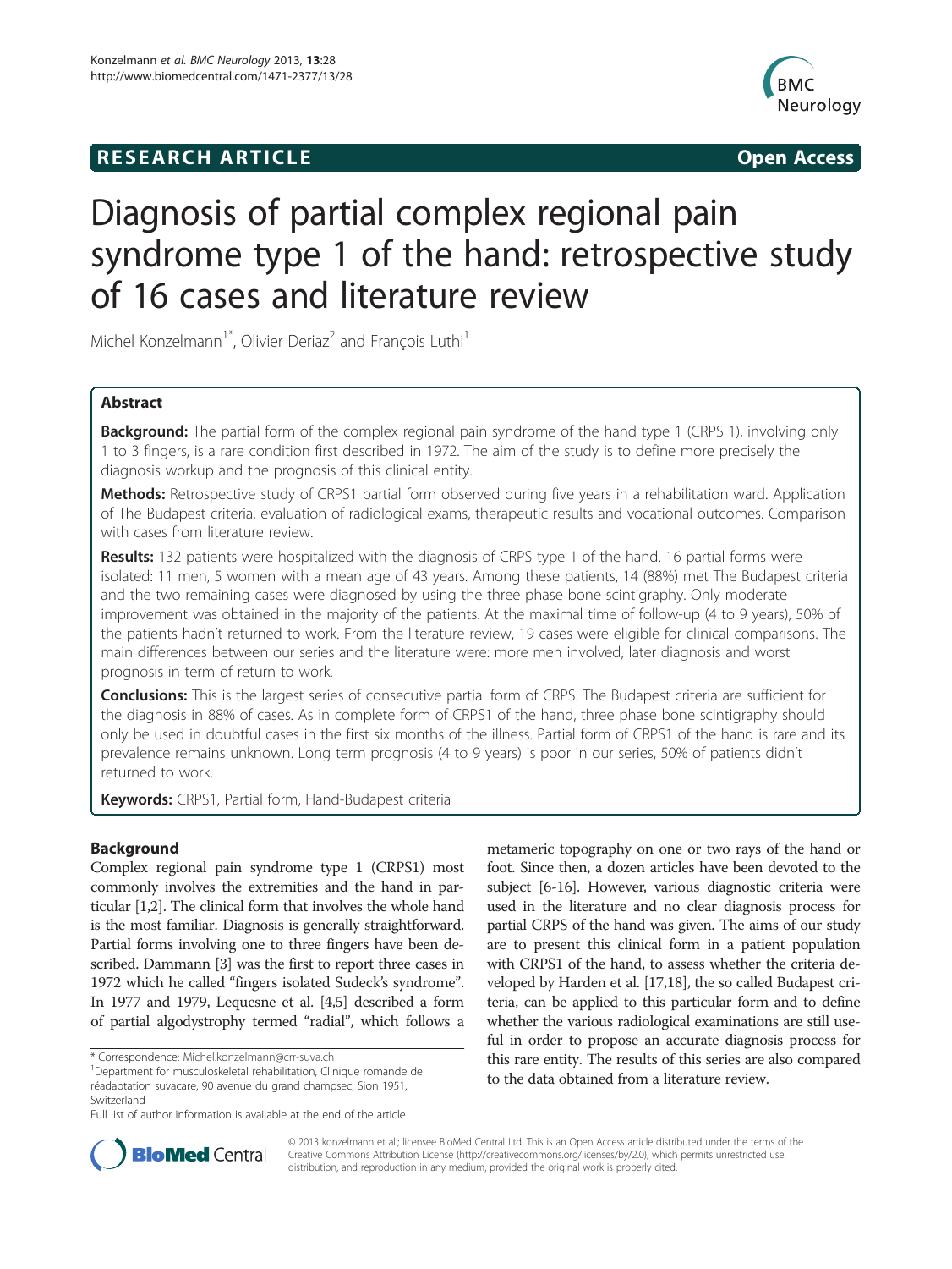**RESEARCH ARTICLE** **Open Access**

# Diagnosis of partial complex regional pain syndrome type 1 of the hand: retrospective study of 16 cases and literature review

Michel Konzelmann[1*], Olivier Deriaz[2] and François Luthi[1]

## Abstract

**Background:** The partial form of the complex regional pain syndrome of the hand type 1 (CRPS 1), involving only 1 to 3 fingers, is a rare condition first described in 1972. The aim of the study is to define more precisely the diagnosis workup and the prognosis of this clinical entity.

**Methods:** Retrospective study of CRPS1 partial form observed during five years in a rehabilitation ward. Application of The Budapest criteria, evaluation of radiological exams, therapeutic results and vocational outcomes. Comparison with cases from literature review.

**Results:** 132 patients were hospitalized with the diagnosis of CRPS type 1 of the hand. 16 partial forms were isolated: 11 men, 5 women with a mean age of 43 years. Among these patients, 14 (88%) met The Budapest criteria and the two remaining cases were diagnosed by using the three phase bone scintigraphy. Only moderate improvement was obtained in the majority of the patients. At the maximal time of follow-up (4 to 9 years), 50% of the patients hadn't returned to work. From the literature review, 19 cases were eligible for clinical comparisons. The main differences between our series and the literature were: more men involved, later diagnosis and worst prognosis in term of return to work.

**Conclusions:** This is the largest series of consecutive partial form of CRPS. The Budapest criteria are sufficient for the diagnosis in 88% of cases. As in complete form of CRPS1 of the hand, three phase bone scintigraphy should only be used in doubtful cases in the first six months of the illness. Partial form of CRPS1 of the hand is rare and its prevalence remains unknown. Long term prognosis (4 to 9 years) is poor in our series, 50% of patients didn't returned to work.

**Keywords:** CRPS1, Partial form, Hand-Budapest criteria

## Background

Complex regional pain syndrome type 1 (CRPS1) most commonly involves the extremities and the hand in particular [1,2]. The clinical form that involves the whole hand is the most familiar. Diagnosis is generally straightforward. Partial forms involving one to three fingers have been described. Dammann [3] was the first to report three cases in 1972 which he called "fingers isolated Sudeck's syndrome". In 1977 and 1979, Lequesne et al. [4,5] described a form of partial algodystrophy termed "radial", which follows a metameric topography on one or two rays of the hand or foot. Since then, a dozen articles have been devoted to the subject [6-16]. However, various diagnostic criteria were used in the literature and no clear diagnosis process for partial CRPS of the hand was given. The aims of our study are to present this clinical form in a patient population with CRPS1 of the hand, to assess whether the criteria developed by Harden et al. [17,18], the so called Budapest criteria, can be applied to this particular form and to define whether the various radiological examinations are still useful in order to propose an accurate diagnosis process for this rare entity. The results of this series are also compared to the data obtained from a literature review.

\* Correspondence: Michel.konzelmann@crr-suva.ch
[1]Department for musculoskeletal rehabilitation, Clinique romande de réadaptation suvacare, 90 avenue du grand champsec, Sion 1951, Switzerland
Full list of author information is available at the end of the article

© 2013 konzelmann et al.; licensee BioMed Central Ltd. This is an Open Access article distributed under the terms of the Creative Commons Attribution License (http://creativecommons.org/licenses/by/2.0), which permits unrestricted use, distribution, and reproduction in any medium, provided the original work is properly cited.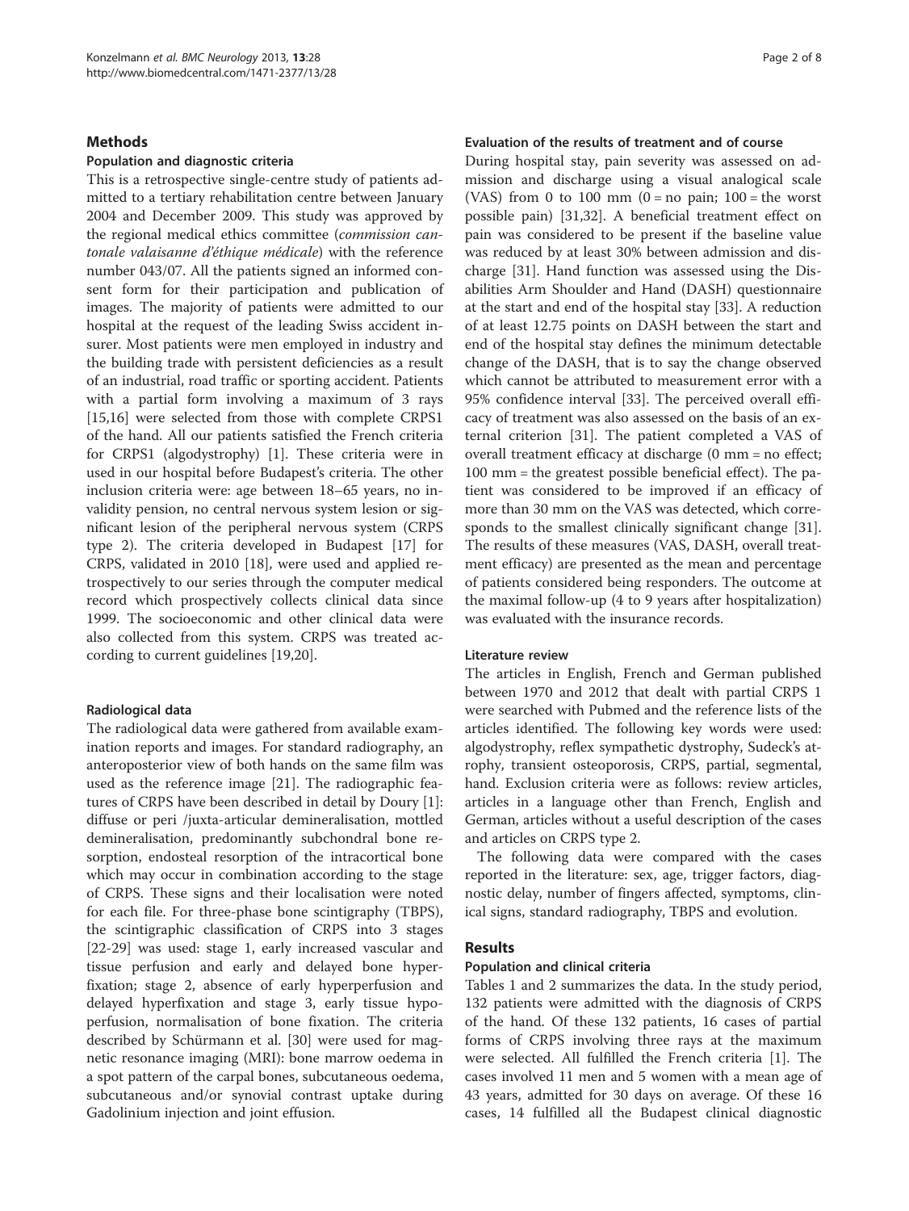## Methods

### Population and diagnostic criteria

This is a retrospective single-centre study of patients admitted to a tertiary rehabilitation centre between January 2004 and December 2009. This study was approved by the regional medical ethics committee (*commission cantonale valaisanne d'éthique médicale*) with the reference number 043/07. All the patients signed an informed consent form for their participation and publication of images. The majority of patients were admitted to our hospital at the request of the leading Swiss accident insurer. Most patients were men employed in industry and the building trade with persistent deficiencies as a result of an industrial, road traffic or sporting accident. Patients with a partial form involving a maximum of 3 rays [15,16] were selected from those with complete CRPS1 of the hand. All our patients satisfied the French criteria for CRPS1 (algodystrophy) [1]. These criteria were in used in our hospital before Budapest's criteria. The other inclusion criteria were: age between 18–65 years, no invalidity pension, no central nervous system lesion or significant lesion of the peripheral nervous system (CRPS type 2). The criteria developed in Budapest [17] for CRPS, validated in 2010 [18], were used and applied retrospectively to our series through the computer medical record which prospectively collects clinical data since 1999. The socioeconomic and other clinical data were also collected from this system. CRPS was treated according to current guidelines [19,20].

### Radiological data

The radiological data were gathered from available examination reports and images. For standard radiography, an anteroposterior view of both hands on the same film was used as the reference image [21]. The radiographic features of CRPS have been described in detail by Doury [1]: diffuse or peri /juxta-articular demineralisation, mottled demineralisation, predominantly subchondral bone resorption, endosteal resorption of the intracortical bone which may occur in combination according to the stage of CRPS. These signs and their localisation were noted for each file. For three-phase bone scintigraphy (TBPS), the scintigraphic classification of CRPS into 3 stages [22-29] was used: stage 1, early increased vascular and tissue perfusion and early and delayed bone hyperfixation; stage 2, absence of early hyperperfusion and delayed hyperfixation and stage 3, early tissue hypoperfusion, normalisation of bone fixation. The criteria described by Schürmann et al. [30] were used for magnetic resonance imaging (MRI): bone marrow oedema in a spot pattern of the carpal bones, subcutaneous oedema, subcutaneous and/or synovial contrast uptake during Gadolinium injection and joint effusion.

### Evaluation of the results of treatment and of course

During hospital stay, pain severity was assessed on admission and discharge using a visual analogical scale (VAS) from 0 to 100 mm (0 = no pain; 100 = the worst possible pain) [31,32]. A beneficial treatment effect on pain was considered to be present if the baseline value was reduced by at least 30% between admission and discharge [31]. Hand function was assessed using the Disabilities Arm Shoulder and Hand (DASH) questionnaire at the start and end of the hospital stay [33]. A reduction of at least 12.75 points on DASH between the start and end of the hospital stay defines the minimum detectable change of the DASH, that is to say the change observed which cannot be attributed to measurement error with a 95% confidence interval [33]. The perceived overall efficacy of treatment was also assessed on the basis of an external criterion [31]. The patient completed a VAS of overall treatment efficacy at discharge (0 mm = no effect; 100 mm = the greatest possible beneficial effect). The patient was considered to be improved if an efficacy of more than 30 mm on the VAS was detected, which corresponds to the smallest clinically significant change [31]. The results of these measures (VAS, DASH, overall treatment efficacy) are presented as the mean and percentage of patients considered being responders. The outcome at the maximal follow-up (4 to 9 years after hospitalization) was evaluated with the insurance records.

### Literature review

The articles in English, French and German published between 1970 and 2012 that dealt with partial CRPS 1 were searched with Pubmed and the reference lists of the articles identified. The following key words were used: algodystrophy, reflex sympathetic dystrophy, Sudeck's atrophy, transient osteoporosis, CRPS, partial, segmental, hand. Exclusion criteria were as follows: review articles, articles in a language other than French, English and German, articles without a useful description of the cases and articles on CRPS type 2.

The following data were compared with the cases reported in the literature: sex, age, trigger factors, diagnostic delay, number of fingers affected, symptoms, clinical signs, standard radiography, TBPS and evolution.

## Results

### Population and clinical criteria

Tables 1 and 2 summarizes the data. In the study period, 132 patients were admitted with the diagnosis of CRPS of the hand. Of these 132 patients, 16 cases of partial forms of CRPS involving three rays at the maximum were selected. All fulfilled the French criteria [1]. The cases involved 11 men and 5 women with a mean age of 43 years, admitted for 30 days on average. Of these 16 cases, 14 fulfilled all the Budapest clinical diagnostic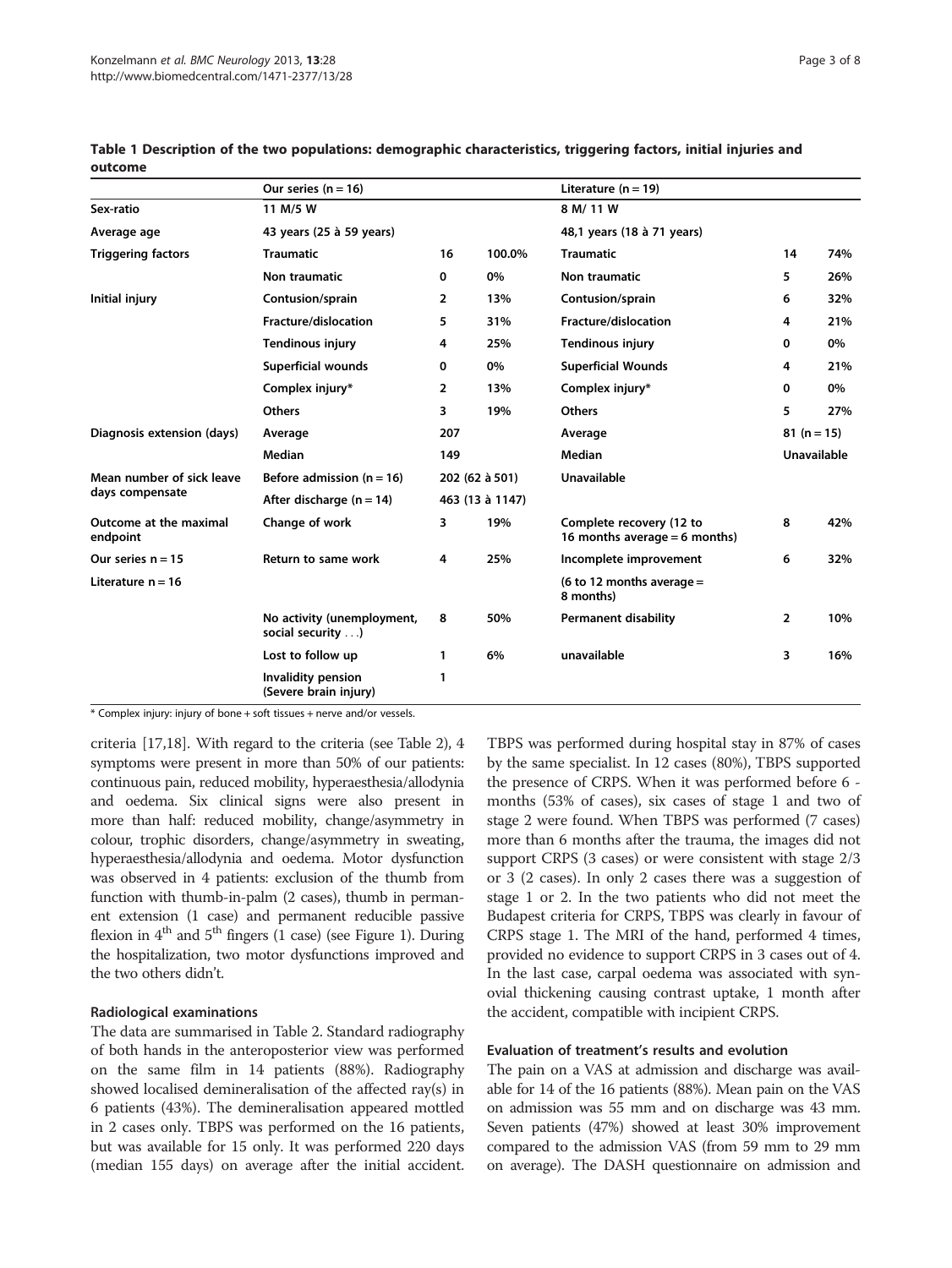**Table 1 Description of the two populations: demographic characteristics, triggering factors, initial injuries and outcome**

| | Our series (n = 16) | | | Literature (n = 19) | | |
|---|---|---|---|---|---|---|
| Sex-ratio | 11 M/5 W | | | 8 M/ 11 W | | |
| Average age | 43 years (25 à 59 years) | | | 48,1 years (18 à 71 years) | | |
| Triggering factors | Traumatic | 16 | 100.0% | Traumatic | 14 | 74% |
| | Non traumatic | 0 | 0% | Non traumatic | 5 | 26% |
| Initial injury | Contusion/sprain | 2 | 13% | Contusion/sprain | 6 | 32% |
| | Fracture/dislocation | 5 | 31% | Fracture/dislocation | 4 | 21% |
| | Tendinous injury | 4 | 25% | Tendinous injury | 0 | 0% |
| | Superficial wounds | 0 | 0% | Superficial Wounds | 4 | 21% |
| | Complex injury* | 2 | 13% | Complex injury* | 0 | 0% |
| | Others | 3 | 19% | Others | 5 | 27% |
| Diagnosis extension (days) | Average | 207 | | Average | 81 (n = 15) | |
| | Median | 149 | | Median | Unavailable | |
| Mean number of sick leave days compensate | Before admission (n = 16) | 202 (62 à 501) | | Unavailable | | |
| | After discharge (n = 14) | 463 (13 à 1147) | | | | |
| Outcome at the maximal endpoint | Change of work | 3 | 19% | Complete recovery (12 to 16 months average = 6 months) | 8 | 42% |
| Our series n = 15 | Return to same work | 4 | 25% | Incomplete improvement | 6 | 32% |
| Literature n = 16 | | | | (6 to 12 months average = 8 months) | | |
| | No activity (unemployment, social security …) | 8 | 50% | Permanent disability | 2 | 10% |
| | Lost to follow up | 1 | 6% | unavailable | 3 | 16% |
| | Invalidity pension (Severe brain injury) | 1 | | | | |

* Complex injury: injury of bone + soft tissues + nerve and/or vessels.

criteria [17,18]. With regard to the criteria (see Table 2), 4 symptoms were present in more than 50% of our patients: continuous pain, reduced mobility, hyperaesthesia/allodynia and oedema. Six clinical signs were also present in more than half: reduced mobility, change/asymmetry in colour, trophic disorders, change/asymmetry in sweating, hyperaesthesia/allodynia and oedema. Motor dysfunction was observed in 4 patients: exclusion of the thumb from function with thumb-in-palm (2 cases), thumb in permanent extension (1 case) and permanent reducible passive flexion in 4th and 5th fingers (1 case) (see Figure 1). During the hospitalization, two motor dysfunctions improved and the two others didn't.

### Radiological examinations

The data are summarised in Table 2. Standard radiography of both hands in the anteroposterior view was performed on the same film in 14 patients (88%). Radiography showed localised demineralisation of the affected ray(s) in 6 patients (43%). The demineralisation appeared mottled in 2 cases only. TBPS was performed on the 16 patients, but was available for 15 only. It was performed 220 days (median 155 days) on average after the initial accident. TBPS was performed during hospital stay in 87% of cases by the same specialist. In 12 cases (80%), TBPS supported the presence of CRPS. When it was performed before 6 - months (53% of cases), six cases of stage 1 and two of stage 2 were found. When TBPS was performed (7 cases) more than 6 months after the trauma, the images did not support CRPS (3 cases) or were consistent with stage 2/3 or 3 (2 cases). In only 2 cases there was a suggestion of stage 1 or 2. In the two patients who did not meet the Budapest criteria for CRPS, TBPS was clearly in favour of CRPS stage 1. The MRI of the hand, performed 4 times, provided no evidence to support CRPS in 3 cases out of 4. In the last case, carpal oedema was associated with synovial thickening causing contrast uptake, 1 month after the accident, compatible with incipient CRPS.

### Evaluation of treatment's results and evolution

The pain on a VAS at admission and discharge was available for 14 of the 16 patients (88%). Mean pain on the VAS on admission was 55 mm and on discharge was 43 mm. Seven patients (47%) showed at least 30% improvement compared to the admission VAS (from 59 mm to 29 mm on average). The DASH questionnaire on admission and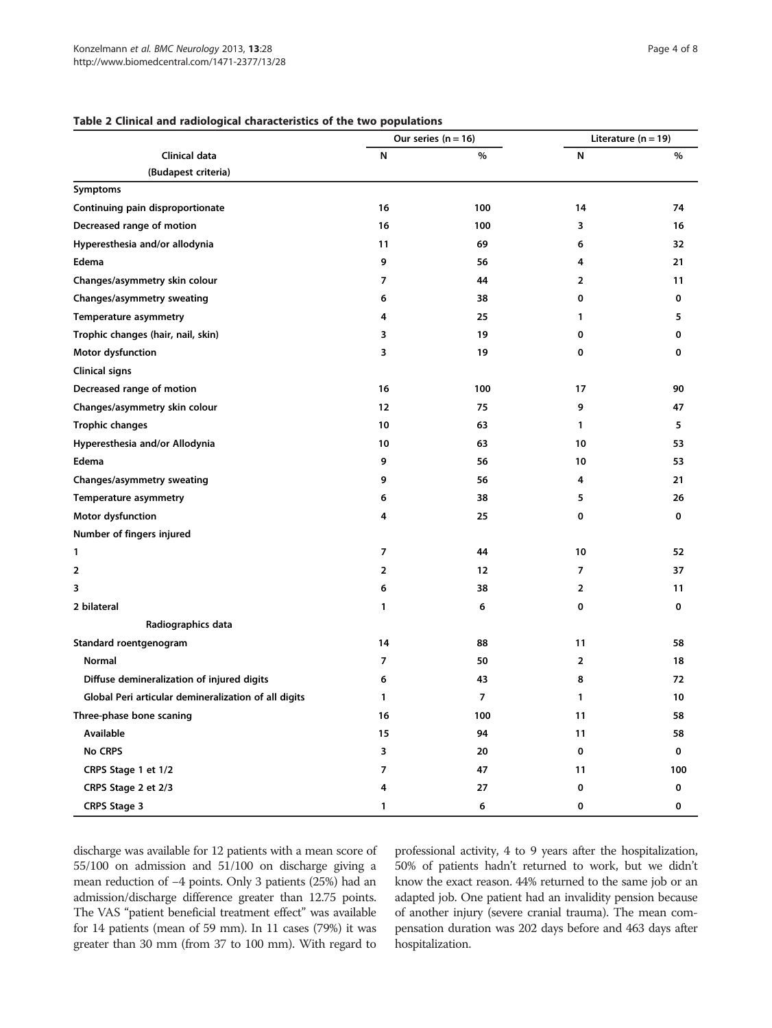**Table 2 Clinical and radiological characteristics of the two populations**

| Clinical data (Budapest criteria) | Our series (n = 16) | | Literature (n = 19) | |
|---|---|---|---|---|
| | N | % | N | % |
| **Symptoms** | | | | |
| Continuing pain disproportionate | 16 | 100 | 14 | 74 |
| Decreased range of motion | 16 | 100 | 3 | 16 |
| Hyperesthesia and/or allodynia | 11 | 69 | 6 | 32 |
| Edema | 9 | 56 | 4 | 21 |
| Changes/asymmetry skin colour | 7 | 44 | 2 | 11 |
| Changes/asymmetry sweating | 6 | 38 | 0 | 0 |
| Temperature asymmetry | 4 | 25 | 1 | 5 |
| Trophic changes (hair, nail, skin) | 3 | 19 | 0 | 0 |
| Motor dysfunction | 3 | 19 | 0 | 0 |
| **Clinical signs** | | | | |
| Decreased range of motion | 16 | 100 | 17 | 90 |
| Changes/asymmetry skin colour | 12 | 75 | 9 | 47 |
| Trophic changes | 10 | 63 | 1 | 5 |
| Hyperesthesia and/or Allodynia | 10 | 63 | 10 | 53 |
| Edema | 9 | 56 | 10 | 53 |
| Changes/asymmetry sweating | 9 | 56 | 4 | 21 |
| Temperature asymmetry | 6 | 38 | 5 | 26 |
| Motor dysfunction | 4 | 25 | 0 | 0 |
| **Number of fingers injured** | | | | |
| 1 | 7 | 44 | 10 | 52 |
| 2 | 2 | 12 | 7 | 37 |
| 3 | 6 | 38 | 2 | 11 |
| 2 bilateral | 1 | 6 | 0 | 0 |
| **Radiographics data** | | | | |
| Standard roentgenogram | 14 | 88 | 11 | 58 |
| Normal | 7 | 50 | 2 | 18 |
| Diffuse demineralization of injured digits | 6 | 43 | 8 | 72 |
| Global Peri articular demineralization of all digits | 1 | 7 | 1 | 10 |
| Three-phase bone scaning | 16 | 100 | 11 | 58 |
| Available | 15 | 94 | 11 | 58 |
| No CRPS | 3 | 20 | 0 | 0 |
| CRPS Stage 1 et 1/2 | 7 | 47 | 11 | 100 |
| CRPS Stage 2 et 2/3 | 4 | 27 | 0 | 0 |
| CRPS Stage 3 | 1 | 6 | 0 | 0 |

discharge was available for 12 patients with a mean score of 55/100 on admission and 51/100 on discharge giving a mean reduction of −4 points. Only 3 patients (25%) had an admission/discharge difference greater than 12.75 points. The VAS "patient beneficial treatment effect" was available for 14 patients (mean of 59 mm). In 11 cases (79%) it was greater than 30 mm (from 37 to 100 mm). With regard to professional activity, 4 to 9 years after the hospitalization, 50% of patients hadn't returned to work, but we didn't know the exact reason. 44% returned to the same job or an adapted job. One patient had an invalidity pension because of another injury (severe cranial trauma). The mean compensation duration was 202 days before and 463 days after hospitalization.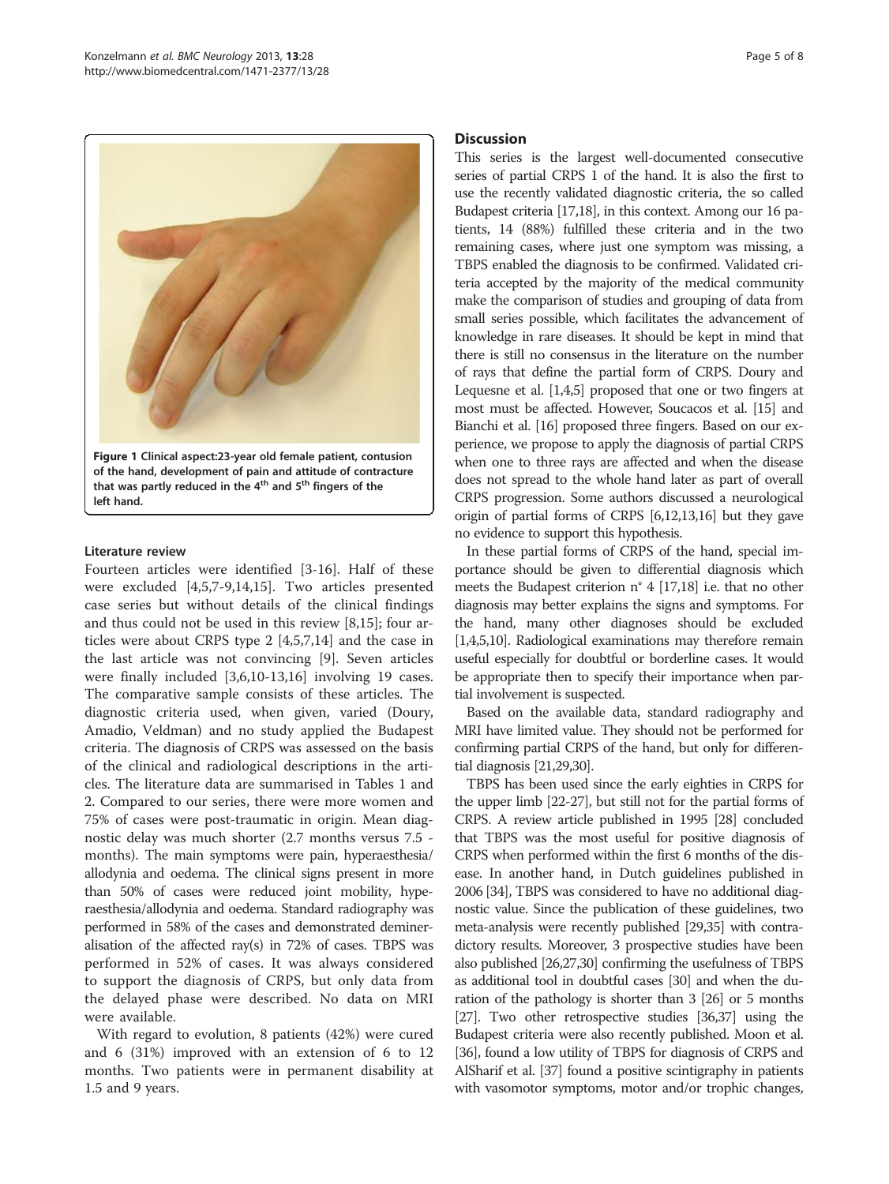**Figure 1 Clinical aspect:23-year old female patient, contusion of the hand, development of pain and attitude of contracture that was partly reduced in the 4th and 5th fingers of the left hand.**

### Literature review

Fourteen articles were identified [3-16]. Half of these were excluded [4,5,7-9,14,15]. Two articles presented case series but without details of the clinical findings and thus could not be used in this review [8,15]; four articles were about CRPS type 2 [4,5,7,14] and the case in the last article was not convincing [9]. Seven articles were finally included [3,6,10-13,16] involving 19 cases. The comparative sample consists of these articles. The diagnostic criteria used, when given, varied (Doury, Amadio, Veldman) and no study applied the Budapest criteria. The diagnosis of CRPS was assessed on the basis of the clinical and radiological descriptions in the articles. The literature data are summarised in Tables 1 and 2. Compared to our series, there were more women and 75% of cases were post-traumatic in origin. Mean diagnostic delay was much shorter (2.7 months versus 7.5 - months). The main symptoms were pain, hyperaesthesia/allodynia and oedema. The clinical signs present in more than 50% of cases were reduced joint mobility, hypearaesthesia/allodynia and oedema. Standard radiography was performed in 58% of the cases and demonstrated demineralisation of the affected ray(s) in 72% of cases. TBPS was performed in 52% of cases. It was always considered to support the diagnosis of CRPS, but only data from the delayed phase were described. No data on MRI were available.

With regard to evolution, 8 patients (42%) were cured and 6 (31%) improved with an extension of 6 to 12 months. Two patients were in permanent disability at 1.5 and 9 years.

## Discussion

This series is the largest well-documented consecutive series of partial CRPS 1 of the hand. It is also the first to use the recently validated diagnostic criteria, the so called Budapest criteria [17,18], in this context. Among our 16 patients, 14 (88%) fulfilled these criteria and in the two remaining cases, where just one symptom was missing, a TBPS enabled the diagnosis to be confirmed. Validated criteria accepted by the majority of the medical community make the comparison of studies and grouping of data from small series possible, which facilitates the advancement of knowledge in rare diseases. It should be kept in mind that there is still no consensus in the literature on the number of rays that define the partial form of CRPS. Doury and Lequesne et al. [1,4,5] proposed that one or two fingers at most must be affected. However, Soucacos et al. [15] and Bianchi et al. [16] proposed three fingers. Based on our experience, we propose to apply the diagnosis of partial CRPS when one to three rays are affected and when the disease does not spread to the whole hand later as part of overall CRPS progression. Some authors discussed a neurological origin of partial forms of CRPS [6,12,13,16] but they gave no evidence to support this hypothesis.

In these partial forms of CRPS of the hand, special importance should be given to differential diagnosis which meets the Budapest criterion n° 4 [17,18] i.e. that no other diagnosis may better explains the signs and symptoms. For the hand, many other diagnoses should be excluded [1,4,5,10]. Radiological examinations may therefore remain useful especially for doubtful or borderline cases. It would be appropriate then to specify their importance when partial involvement is suspected.

Based on the available data, standard radiography and MRI have limited value. They should not be performed for confirming partial CRPS of the hand, but only for differential diagnosis [21,29,30].

TBPS has been used since the early eighties in CRPS for the upper limb [22-27], but still not for the partial forms of CRPS. A review article published in 1995 [28] concluded that TBPS was the most useful for positive diagnosis of CRPS when performed within the first 6 months of the disease. In another hand, in Dutch guidelines published in 2006 [34], TBPS was considered to have no additional diagnostic value. Since the publication of these guidelines, two meta-analysis were recently published [29,35] with contradictory results. Moreover, 3 prospective studies have been also published [26,27,30] confirming the usefulness of TBPS as additional tool in doubtful cases [30] and when the duration of the pathology is shorter than 3 [26] or 5 months [27]. Two other retrospective studies [36,37] using the Budapest criteria were also recently published. Moon et al. [36], found a low utility of TBPS for diagnosis of CRPS and AlSharif et al. [37] found a positive scintigraphy in patients with vasomotor symptoms, motor and/or trophic changes,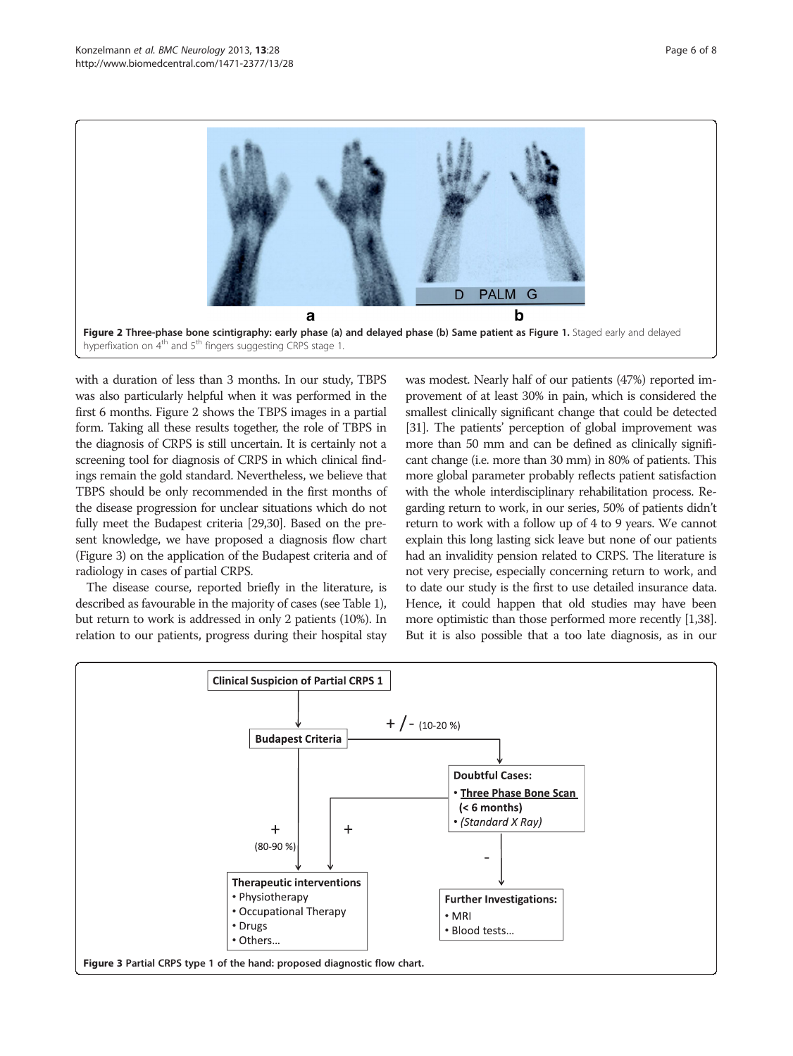**Figure 2 Three-phase bone scintigraphy: early phase (a) and delayed phase (b) Same patient as Figure 1.** Staged early and delayed hyperfixation on 4th and 5th fingers suggesting CRPS stage 1.

with a duration of less than 3 months. In our study, TBPS was also particularly helpful when it was performed in the first 6 months. Figure 2 shows the TBPS images in a partial form. Taking all these results together, the role of TBPS in the diagnosis of CRPS is still uncertain. It is certainly not a screening tool for diagnosis of CRPS in which clinical findings remain the gold standard. Nevertheless, we believe that TBPS should be only recommended in the first months of the disease progression for unclear situations which do not fully meet the Budapest criteria [29,30]. Based on the present knowledge, we have proposed a diagnosis flow chart (Figure 3) on the application of the Budapest criteria and of radiology in cases of partial CRPS.

The disease course, reported briefly in the literature, is described as favourable in the majority of cases (see Table 1), but return to work is addressed in only 2 patients (10%). In relation to our patients, progress during their hospital stay was modest. Nearly half of our patients (47%) reported improvement of at least 30% in pain, which is considered the smallest clinically significant change that could be detected [31]. The patients' perception of global improvement was more than 50 mm and can be defined as clinically significant change (i.e. more than 30 mm) in 80% of patients. This more global parameter probably reflects patient satisfaction with the whole interdisciplinary rehabilitation process. Regarding return to work, in our series, 50% of patients didn't return to work with a follow up of 4 to 9 years. We cannot explain this long lasting sick leave but none of our patients had an invalidity pension related to CRPS. The literature is not very precise, especially concerning return to work, and to date our study is the first to use detailed insurance data. Hence, it could happen that old studies may have been more optimistic than those performed more recently [1,38]. But it is also possible that a too late diagnosis, as in our

**Figure 3 Partial CRPS type 1 of the hand: proposed diagnostic flow chart.**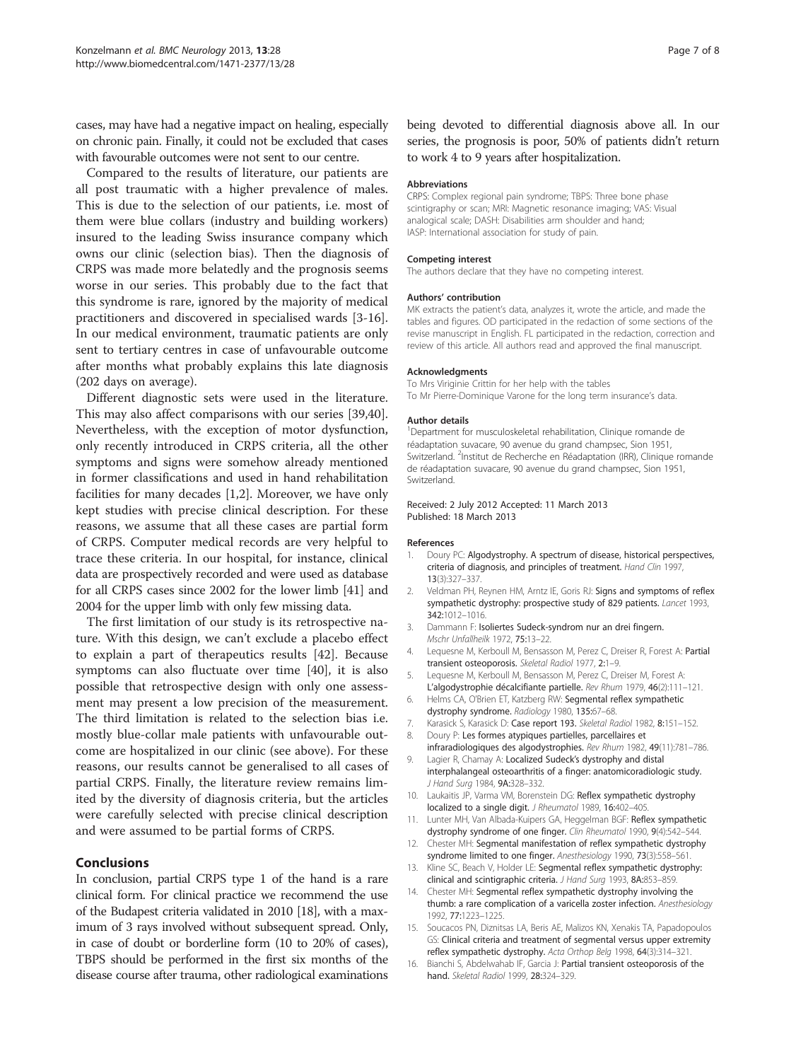cases, may have had a negative impact on healing, especially on chronic pain. Finally, it could not be excluded that cases with favourable outcomes were not sent to our centre.

Compared to the results of literature, our patients are all post traumatic with a higher prevalence of males. This is due to the selection of our patients, i.e. most of them were blue collars (industry and building workers) insured to the leading Swiss insurance company which owns our clinic (selection bias). Then the diagnosis of CRPS was made more belatedly and the prognosis seems worse in our series. This probably due to the fact that this syndrome is rare, ignored by the majority of medical practitioners and discovered in specialised wards [3-16]. In our medical environment, traumatic patients are only sent to tertiary centres in case of unfavourable outcome after months what probably explains this late diagnosis (202 days on average).

Different diagnostic sets were used in the literature. This may also affect comparisons with our series [39,40]. Nevertheless, with the exception of motor dysfunction, only recently introduced in CRPS criteria, all the other symptoms and signs were somehow already mentioned in former classifications and used in hand rehabilitation facilities for many decades [1,2]. Moreover, we have only kept studies with precise clinical description. For these reasons, we assume that all these cases are partial form of CRPS. Computer medical records are very helpful to trace these criteria. In our hospital, for instance, clinical data are prospectively recorded and were used as database for all CRPS cases since 2002 for the lower limb [41] and 2004 for the upper limb with only few missing data.

The first limitation of our study is its retrospective nature. With this design, we can't exclude a placebo effect to explain a part of therapeutics results [42]. Because symptoms can also fluctuate over time [40], it is also possible that retrospective design with only one assessment may present a low precision of the measurement. The third limitation is related to the selection bias i.e. mostly blue-collar male patients with unfavourable outcome are hospitalized in our clinic (see above). For these reasons, our results cannot be generalised to all cases of partial CRPS. Finally, the literature review remains limited by the diversity of diagnosis criteria, but the articles were carefully selected with precise clinical description and were assumed to be partial forms of CRPS.

## Conclusions

In conclusion, partial CRPS type 1 of the hand is a rare clinical form. For clinical practice we recommend the use of the Budapest criteria validated in 2010 [18], with a maximum of 3 rays involved without subsequent spread. Only, in case of doubt or borderline form (10 to 20% of cases), TBPS should be performed in the first six months of the disease course after trauma, other radiological examinations being devoted to differential diagnosis above all. In our series, the prognosis is poor, 50% of patients didn't return to work 4 to 9 years after hospitalization.

#### Abbreviations

CRPS: Complex regional pain syndrome; TBPS: Three bone phase scintigraphy or scan; MRI: Magnetic resonance imaging; VAS: Visual analogical scale; DASH: Disabilities arm shoulder and hand; IASP: International association for study of pain.

#### Competing interest

The authors declare that they have no competing interest.

#### Authors' contribution

MK extracts the patient's data, analyzes it, wrote the article, and made the tables and figures. OD participated in the redaction of some sections of the revise manuscript in English. FL participated in the redaction, correction and review of this article. All authors read and approved the final manuscript.

#### Acknowledgments

To Mrs Viriginie Crittin for her help with the tables
To Mr Pierre-Dominique Varone for the long term insurance's data.

#### Author details

[1]Department for musculoskeletal rehabilitation, Clinique romande de réadaptation suvacare, 90 avenue du grand champsec, Sion 1951, Switzerland. [2]Institut de Recherche en Réadaptation (IRR), Clinique romande de réadaptation suvacare, 90 avenue du grand champsec, Sion 1951, Switzerland.

Received: 2 July 2012 Accepted: 11 March 2013
Published: 18 March 2013

#### References

1. Doury PC: **Algodystrophy. A spectrum of disease, historical perspectives, criteria of diagnosis, and principles of treatment.** *Hand Clin* 1997, **13**(3):327–337.
2. Veldman PH, Reynen HM, Arntz IE, Goris RJ: **Signs and symptoms of reflex sympathetic dystrophy: prospective study of 829 patients.** *Lancet* 1993, **342**:1012–1016.
3. Dammann F: **Isoliertes Sudeck-syndrom nur an drei fingern.** *Mschr Unfallheilk* 1972, **75**:13–22.
4. Lequesne M, Kerboull M, Bensasson M, Perez C, Dreiser R, Forest A: **Partial transient osteoporosis.** *Skeletal Radiol* 1977, **2**:1–9.
5. Lequesne M, Kerboull M, Bensasson M, Perez C, Dreiser M, Forest A: **L'algodystrophie décalcifiante partielle.** *Rev Rhum* 1979, **46**(2):111–121.
6. Helms CA, O'Brien ET, Katzberg RW: **Segmental reflex sympathetic dystrophy syndrome.** *Radiology* 1980, **135**:67–68.
7. Karasick S, Karasick D: **Case report 193.** *Skeletal Radiol* 1982, **8**:151–152.
8. Doury P: **Les formes atypiques partielles, parcellaires et infraradiologiques des algodystrophies.** *Rev Rhum* 1982, **49**(11):781–786.
9. Lagier R, Chamay A: **Localized Sudeck's dystrophy and distal interphalangeal osteoarthritis of a finger: anatomicoradiologic study.** *J Hand Surg* 1984, **9A**:328–332.
10. Laukaitis JP, Varma VM, Borenstein DG: **Reflex sympathetic dystrophy localized to a single digit.** *J Rheumatol* 1989, **16**:402–405.
11. Lunter MH, Van Albada-Kuipers GA, Heggelman BGF: **Reflex sympathetic dystrophy syndrome of one finger.** *Clin Rheumatol* 1990, **9**(4):542–544.
12. Chester MH: **Segmental manifestation of reflex sympathetic dystrophy syndrome limited to one finger.** *Anesthesiology* 1990, **73**(3):558–561.
13. Kline SC, Beach V, Holder LE: **Segmental reflex sympathetic dystrophy: clinical and scintigraphic criteria.** *J Hand Surg* 1993, **8A**:853–859.
14. Chester MH: **Segmental reflex sympathetic dystrophy involving the thumb: a rare complication of a varicella zoster infection.** *Anesthesiology* 1992, **77**:1223–1225.
15. Soucacos PN, Diznitsas LA, Beris AE, Malizos KN, Xenakis TA, Papadopoulos GS: **Clinical criteria and treatment of segmental versus upper extremity reflex sympathetic dystrophy.** *Acta Orthop Belg* 1998, **64**(3):314–321.
16. Bianchi S, Abdelwahab IF, Garcia J: **Partial transient osteoporosis of the hand.** *Skeletal Radiol* 1999, **28**:324–329.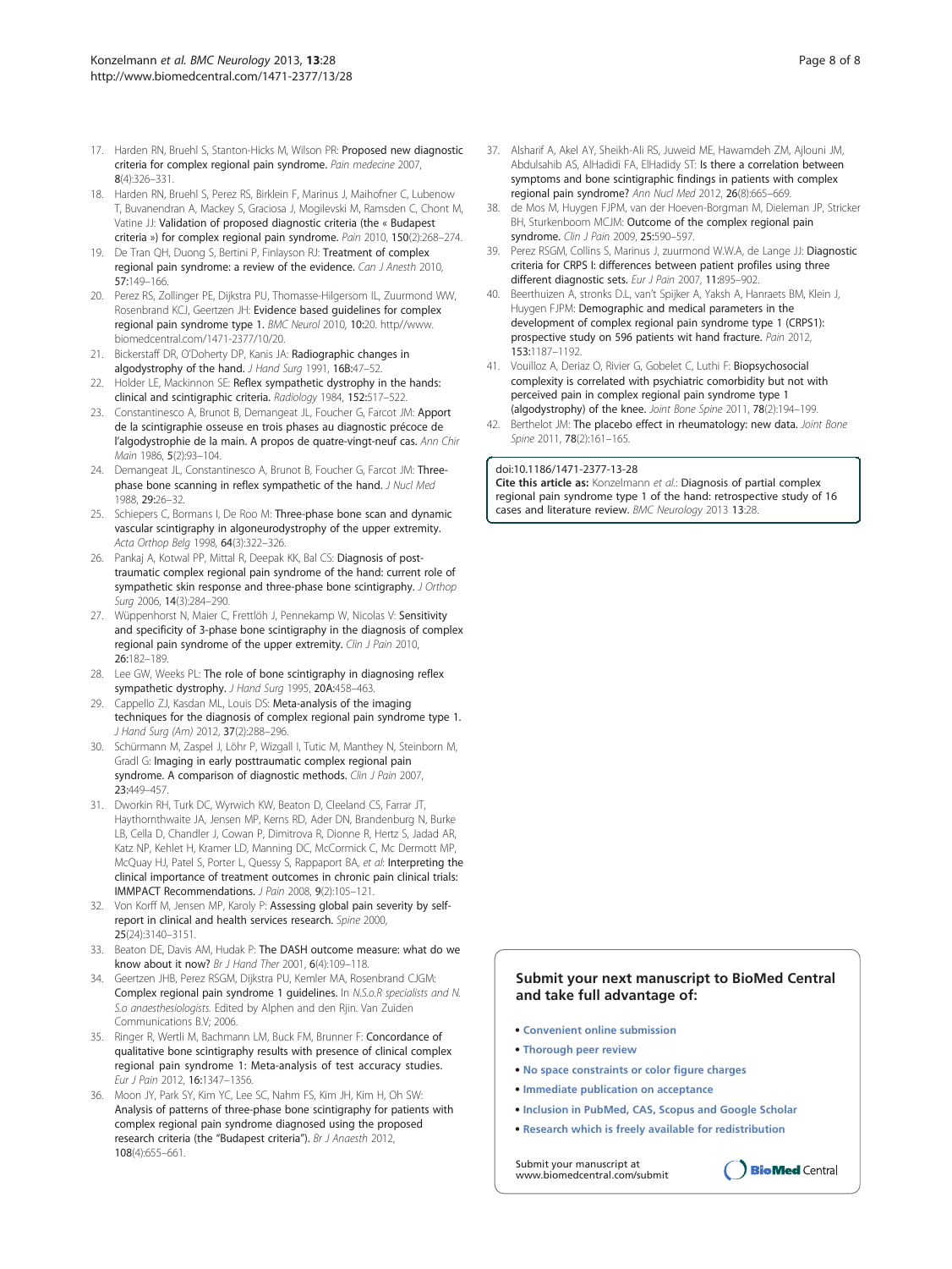17. Harden RN, Bruehl S, Stanton-Hicks M, Wilson PR: **Proposed new diagnostic criteria for complex regional pain syndrome.** *Pain medecine* 2007, **8**(4):326–331.
18. Harden RN, Bruehl S, Perez RS, Birklein F, Marinus J, Maihofner C, Lubenow T, Buvanendran A, Mackey S, Graciosa J, Mogilevski M, Ramsden C, Chont M, Vatine JJ: **Validation of proposed diagnostic criteria (the « Budapest criteria ») for complex regional pain syndrome.** *Pain* 2010, **150**(2):268–274.
19. De Tran QH, Duong S, Bertini P, Finlayson RJ: **Treatment of complex regional pain syndrome: a review of the evidence.** *Can J Anesth* 2010, **57**:149–166.
20. Perez RS, Zollinger PE, Dijkstra PU, Thomasse-Hilgersom IL, Zuurmond WW, Rosenbrand KCJ, Geertzen JH: **Evidence based guidelines for complex regional pain syndrome type 1.** *BMC Neurol* 2010, **10**:20. http//www.biomedcentral.com/1471-2377/10/20.
21. Bickerstaff DR, O'Doherty DP, Kanis JA: **Radiographic changes in algodystrophy of the hand.** *J Hand Surg* 1991, **16B**:47–52.
22. Holder LE, Mackinnon SE: **Reflex sympathetic dystrophy in the hands: clinical and scintigraphic criteria.** *Radiology* 1984, **152**:517–522.
23. Constantinesco A, Brunot B, Demangeat JL, Foucher G, Farcot JM: **Apport de la scintigraphie osseuse en trois phases au diagnostic précoce de l'algodystrophie de la main. A propos de quatre-vingt-neuf cas.** *Ann Chir Main* 1986, **5**(2):93–104.
24. Demangeat JL, Constantinesco A, Brunot B, Foucher G, Farcot JM: **Three-phase bone scanning in reflex sympathetic of the hand.** *J Nucl Med* 1988, **29**:26–32.
25. Schiepers C, Bormans I, De Roo M: **Three-phase bone scan and dynamic vascular scintigraphy in algoneurodystrophy of the upper extremity.** *Acta Orthop Belg* 1998, **64**(3):322–326.
26. Pankaj A, Kotwal PP, Mittal R, Deepak KK, Bal CS: **Diagnosis of post-traumatic complex regional pain syndrome of the hand: current role of sympathetic skin response and three-phase bone scintigraphy.** *J Orthop Surg* 2006, **14**(3):284–290.
27. Wüppenhorst N, Maier C, Frettlöh J, Pennekamp W, Nicolas V: **Sensitivity and specificity of 3-phase bone scintigraphy in the diagnosis of complex regional pain syndrome of the upper extremity.** *Clin J Pain* 2010, **26**:182–189.
28. Lee GW, Weeks PL: **The role of bone scintigraphy in diagnosing reflex sympathetic dystrophy.** *J Hand Surg* 1995, **20A**:458–463.
29. Cappello ZJ, Kasdan ML, Louis DS: **Meta-analysis of the imaging techniques for the diagnosis of complex regional pain syndrome type 1.** *J Hand Surg (Am)* 2012, **37**(2):288–296.
30. Schürmann M, Zaspel J, Löhr P, Wizgall I, Tutic M, Manthey N, Steinborn M, Gradl G: **Imaging in early posttraumatic complex regional pain syndrome. A comparison of diagnostic methods.** *Clin J Pain* 2007, **23**:449–457.
31. Dworkin RH, Turk DC, Wyrwich KW, Beaton D, Cleeland CS, Farrar JT, Haythornthwaite JA, Jensen MP, Kerns RD, Ader DN, Brandenburg N, Burke LB, Cella D, Chandler J, Cowan P, Dimitrova R, Dionne R, Hertz S, Jadad AR, Katz NP, Kehlet H, Kramer LD, Manning DC, McCormick C, Mc Dermott MP, McQuay HJ, Patel S, Porter L, Quessy S, Rappaport BA, *et al*: **Interpreting the clinical importance of treatment outcomes in chronic pain clinical trials: IMMPACT Recommendations.** *J Pain* 2008, **9**(2):105–121.
32. Von Korff M, Jensen MP, Karoly P: **Assessing global pain severity by self-report in clinical and health services research.** *Spine* 2000, **25**(24):3140–3151.
33. Beaton DE, Davis AM, Hudak P: **The DASH outcome measure: what do we know about it now?** *Br J Hand Ther* 2001, **6**(4):109–118.
34. Geertzen JHB, Perez RSGM, Dijkstra PU, Kemler MA, Rosenbrand CJGM: **Complex regional pain syndrome 1 guidelines.** In *N.S.o.R specialists and N. S.o anaesthesiologists.* Edited by Alphen and den Rjin. Van Zuiden Communications B.V; 2006.
35. Ringer R, Wertli M, Bachmann LM, Buck FM, Brunner F: **Concordance of qualitative bone scintigraphy results with presence of clinical complex regional pain syndrome 1: Meta-analysis of test accuracy studies.** *Eur J Pain* 2012, **16**:1347–1356.
36. Moon JY, Park SY, Kim YC, Lee SC, Nahm FS, Kim JH, Kim H, Oh SW: **Analysis of patterns of three-phase bone scintigraphy for patients with complex regional pain syndrome diagnosed using the proposed research criteria (the "Budapest criteria").** *Br J Anaesth* 2012, **108**(4):655–661.
37. Alsharif A, Akel AY, Sheikh-Ali RS, Juweid ME, Hawamdeh ZM, Ajlouni JM, Abdulsahib AS, AlHadidi FA, ElHadidy ST: **Is there a correlation between symptoms and bone scintigraphic findings in patients with complex regional pain syndrome?** *Ann Nucl Med* 2012, **26**(8):665–669.
38. de Mos M, Huygen FJPM, van der Hoeven-Borgman M, Dieleman JP, Stricker BH, Sturkenboom MCJM: **Outcome of the complex regional pain syndrome.** *Clin J Pain* 2009, **25**:590–597.
39. Perez RSGM, Collins S, Marinus J, zuurmond W.W.A, de Lange JJ: **Diagnostic criteria for CRPS I: differences between patient profiles using three different diagnostic sets.** *Eur J Pain* 2007, **11**:895–902.
40. Beerthuizen A, stronks D.L, van't Spijker A, Yaksh A, Hanraets BM, Klein J, Huygen FJPM: **Demographic and medical parameters in the development of complex regional pain syndrome type 1 (CRPS1): prospective study on 596 patients wit hand fracture.** *Pain* 2012, **153**:1187–1192.
41. Vouilloz A, Deriaz O, Rivier G, Gobelet C, Luthi F: **Biopsychosocial complexity is correlated with psychiatric comorbidity but not with perceived pain in complex regional pain syndrome type 1 (algodystrophy) of the knee.** *Joint Bone Spine* 2011, **78**(2):194–199.
42. Berthelot JM: **The placebo effect in rheumatology: new data.** *Joint Bone Spine* 2011, **78**(2):161–165.

doi:10.1186/1471-2377-13-28

**Cite this article as:** Konzelmann *et al.*: Diagnosis of partial complex regional pain syndrome type 1 of the hand: retrospective study of 16 cases and literature review. *BMC Neurology* 2013 **13**:28.

**Submit your next manuscript to BioMed Central and take full advantage of:**

- **Convenient online submission**
- **Thorough peer review**
- **No space constraints or color figure charges**
- **Immediate publication on acceptance**
- **Inclusion in PubMed, CAS, Scopus and Google Scholar**
- **Research which is freely available for redistribution**

Submit your manuscript at www.biomedcentral.com/submit

BioMed Central